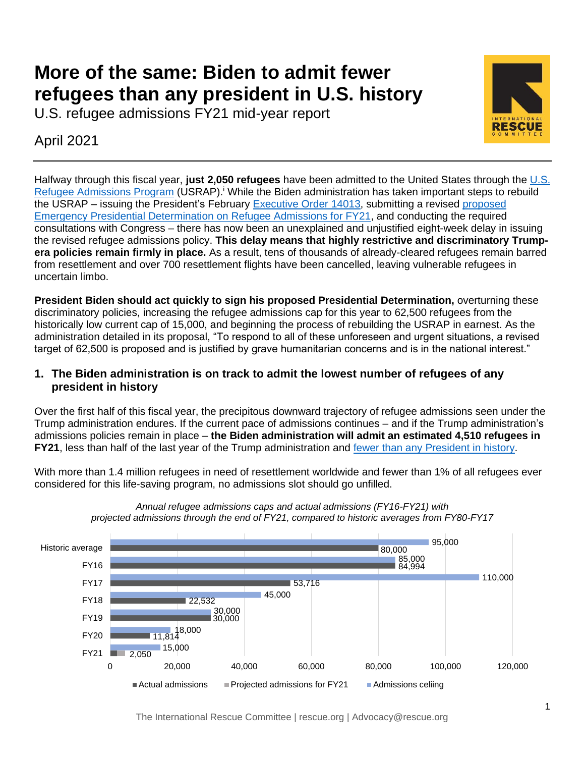# More of the same: Biden to admit fewer refugees than any president in U.S. history

U.S. refugee admissions FY21 mid-year report

April 2021

Halfway through this fiscal year, **just 2,050 refugees** have been admitted to the United States through the U.S. Refugee Admissions Program (USRAP).[i] While the Biden administration has taken important steps to rebuild the USRAP – issuing the President's February Executive Order 14013, submitting a revised proposed Emergency Presidential Determination on Refugee Admissions for FY21, and conducting the required consultations with Congress – there has now been an unexplained and unjustified eight-week delay in issuing the revised refugee admissions policy. **This delay means that highly restrictive and discriminatory Trump-era policies remain firmly in place.** As a result, tens of thousands of already-cleared refugees remain barred from resettlement and over 700 resettlement flights have been cancelled, leaving vulnerable refugees in uncertain limbo.

**President Biden should act quickly to sign his proposed Presidential Determination,** overturning these discriminatory policies, increasing the refugee admissions cap for this year to 62,500 refugees from the historically low current cap of 15,000, and beginning the process of rebuilding the USRAP in earnest. As the administration detailed in its proposal, "To respond to all of these unforeseen and urgent situations, a revised target of 62,500 is proposed and is justified by grave humanitarian concerns and is in the national interest."

## 1. The Biden administration is on track to admit the lowest number of refugees of any president in history

Over the first half of this fiscal year, the precipitous downward trajectory of refugee admissions seen under the Trump administration endures. If the current pace of admissions continues – and if the Trump administration's admissions policies remain in place – **the Biden administration will admit an estimated 4,510 refugees in FY21**, less than half of the last year of the Trump administration and fewer than any President in history.

With more than 1.4 million refugees in need of resettlement worldwide and fewer than 1% of all refugees ever considered for this life-saving program, no admissions slot should go unfilled.

*Annual refugee admissions caps and actual admissions (FY16-FY21) with projected admissions through the end of FY21, compared to historic averages from FY80-FY17*

| | Actual admissions | Projected admissions for FY21 | Admissions ceiling |
|---|---|---|---|
| Historic average | 80,000 | | 95,000 |
| FY16 | 84,994 | | 85,000 |
| FY17 | 53,716 | | 110,000 |
| FY18 | 22,532 | | 45,000 |
| FY19 | 30,000 | | 30,000 |
| FY20 | 11,814 | | 18,000 |
| FY21 | 2,050 | | 15,000 |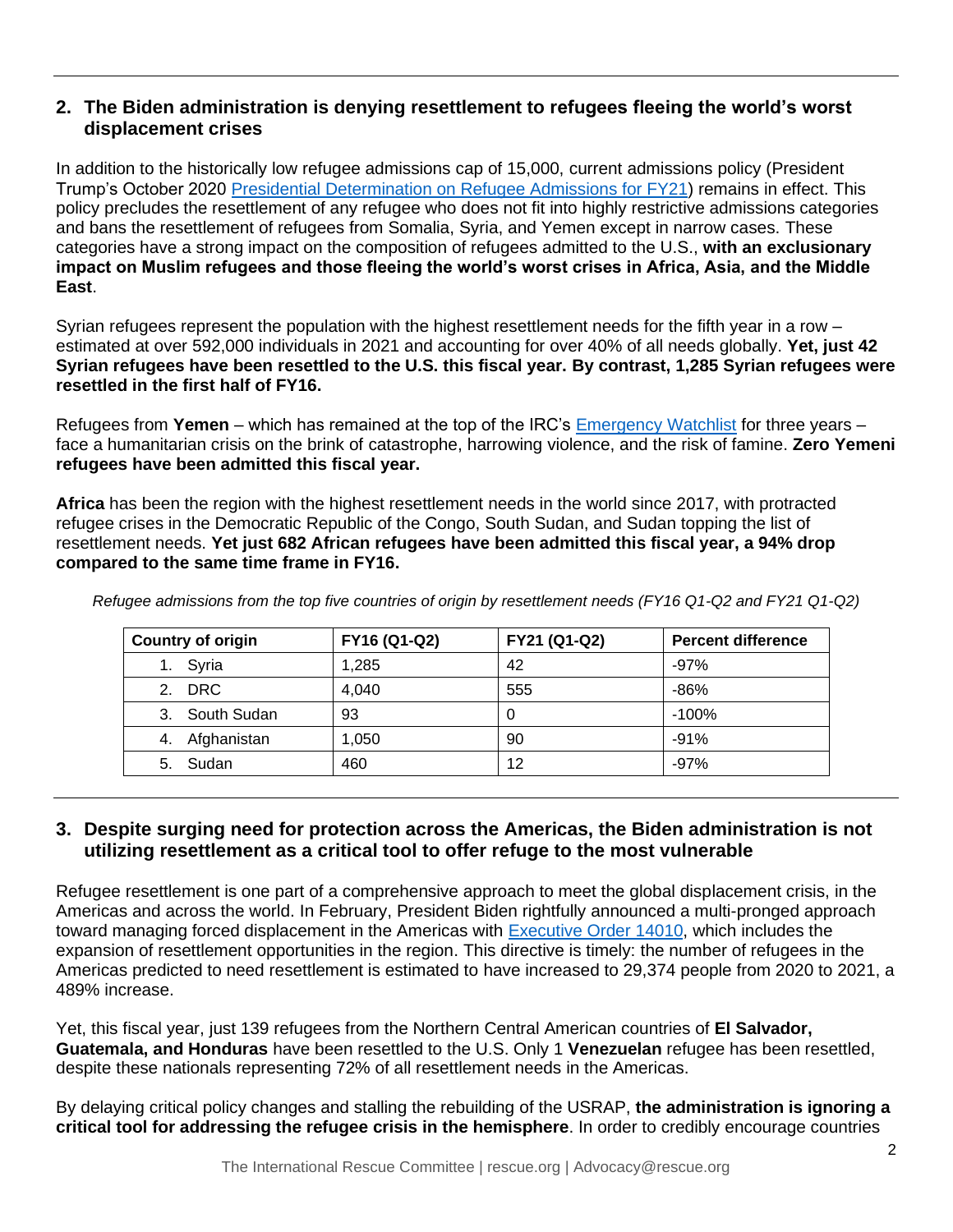## 2. The Biden administration is denying resettlement to refugees fleeing the world's worst displacement crises

In addition to the historically low refugee admissions cap of 15,000, current admissions policy (President Trump's October 2020 [Presidential Determination on Refugee Admissions for FY21]) remains in effect. This policy precludes the resettlement of any refugee who does not fit into highly restrictive admissions categories and bans the resettlement of refugees from Somalia, Syria, and Yemen except in narrow cases. These categories have a strong impact on the composition of refugees admitted to the U.S., **with an exclusionary impact on Muslim refugees and those fleeing the world's worst crises in Africa, Asia, and the Middle East**.

Syrian refugees represent the population with the highest resettlement needs for the fifth year in a row – estimated at over 592,000 individuals in 2021 and accounting for over 40% of all needs globally. **Yet, just 42 Syrian refugees have been resettled to the U.S. this fiscal year. By contrast, 1,285 Syrian refugees were resettled in the first half of FY16.**

Refugees from **Yemen** – which has remained at the top of the IRC's [Emergency Watchlist] for three years – face a humanitarian crisis on the brink of catastrophe, harrowing violence, and the risk of famine. **Zero Yemeni refugees have been admitted this fiscal year.**

**Africa** has been the region with the highest resettlement needs in the world since 2017, with protracted refugee crises in the Democratic Republic of the Congo, South Sudan, and Sudan topping the list of resettlement needs. **Yet just 682 African refugees have been admitted this fiscal year, a 94% drop compared to the same time frame in FY16.**

*Refugee admissions from the top five countries of origin by resettlement needs (FY16 Q1-Q2 and FY21 Q1-Q2)*

| Country of origin | FY16 (Q1-Q2) | FY21 (Q1-Q2) | Percent difference |
|---|---|---|---|
| 1. Syria | 1,285 | 42 | -97% |
| 2. DRC | 4,040 | 555 | -86% |
| 3. South Sudan | 93 | 0 | -100% |
| 4. Afghanistan | 1,050 | 90 | -91% |
| 5. Sudan | 460 | 12 | -97% |

## 3. Despite surging need for protection across the Americas, the Biden administration is not utilizing resettlement as a critical tool to offer refuge to the most vulnerable

Refugee resettlement is one part of a comprehensive approach to meet the global displacement crisis, in the Americas and across the world. In February, President Biden rightfully announced a multi-pronged approach toward managing forced displacement in the Americas with [Executive Order 14010], which includes the expansion of resettlement opportunities in the region. This directive is timely: the number of refugees in the Americas predicted to need resettlement is estimated to have increased to 29,374 people from 2020 to 2021, a 489% increase.

Yet, this fiscal year, just 139 refugees from the Northern Central American countries of **El Salvador, Guatemala, and Honduras** have been resettled to the U.S. Only 1 **Venezuelan** refugee has been resettled, despite these nationals representing 72% of all resettlement needs in the Americas.

By delaying critical policy changes and stalling the rebuilding of the USRAP, **the administration is ignoring a critical tool for addressing the refugee crisis in the hemisphere**. In order to credibly encourage countries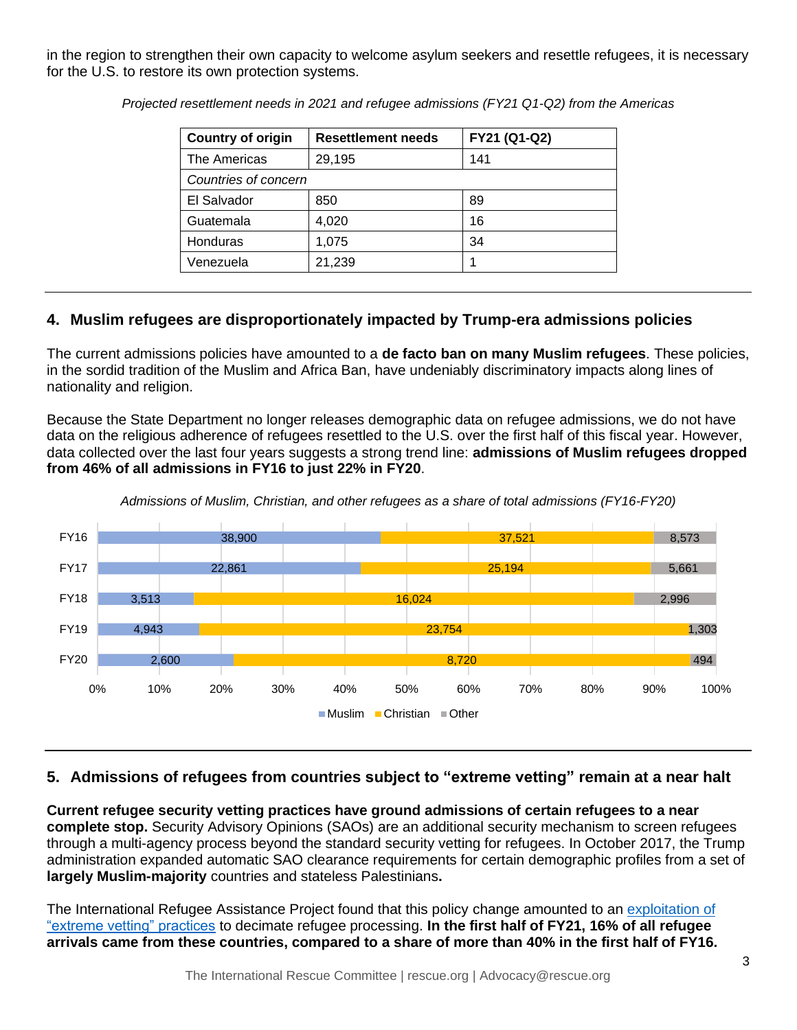in the region to strengthen their own capacity to welcome asylum seekers and resettle refugees, it is necessary for the U.S. to restore its own protection systems.

*Projected resettlement needs in 2021 and refugee admissions (FY21 Q1-Q2) from the Americas*

| Country of origin | Resettlement needs | FY21 (Q1-Q2) |
|---|---|---|
| The Americas | 29,195 | 141 |
| *Countries of concern* | | |
| El Salvador | 850 | 89 |
| Guatemala | 4,020 | 16 |
| Honduras | 1,075 | 34 |
| Venezuela | 21,239 | 1 |

---

## 4. Muslim refugees are disproportionately impacted by Trump-era admissions policies

The current admissions policies have amounted to a **de facto ban on many Muslim refugees**. These policies, in the sordid tradition of the Muslim and Africa Ban, have undeniably discriminatory impacts along lines of nationality and religion.

Because the State Department no longer releases demographic data on refugee admissions, we do not have data on the religious adherence of refugees resettled to the U.S. over the first half of this fiscal year. However, data collected over the last four years suggests a strong trend line: **admissions of Muslim refugees dropped from 46% of all admissions in FY16 to just 22% in FY20**.

*Admissions of Muslim, Christian, and other refugees as a share of total admissions (FY16-FY20)*

| | Muslim | Christian | Other |
|---|---|---|---|
| FY16 | 38,900 | 37,521 | 8,573 |
| FY17 | 22,861 | 25,194 | 5,661 |
| FY18 | 3,513 | 16,024 | 2,996 |
| FY19 | 4,943 | 23,754 | 1,303 |
| FY20 | 2,600 | 8,720 | 494 |

---

## 5. Admissions of refugees from countries subject to "extreme vetting" remain at a near halt

**Current refugee security vetting practices have ground admissions of certain refugees to a near complete stop.** Security Advisory Opinions (SAOs) are an additional security mechanism to screen refugees through a multi-agency process beyond the standard security vetting for refugees. In October 2017, the Trump administration expanded automatic SAO clearance requirements for certain demographic profiles from a set of **largely Muslim-majority** countries and stateless Palestinians**.**

The International Refugee Assistance Project found that this policy change amounted to an exploitation of "extreme vetting" practices to decimate refugee processing. **In the first half of FY21, 16% of all refugee arrivals came from these countries, compared to a share of more than 40% in the first half of FY16.**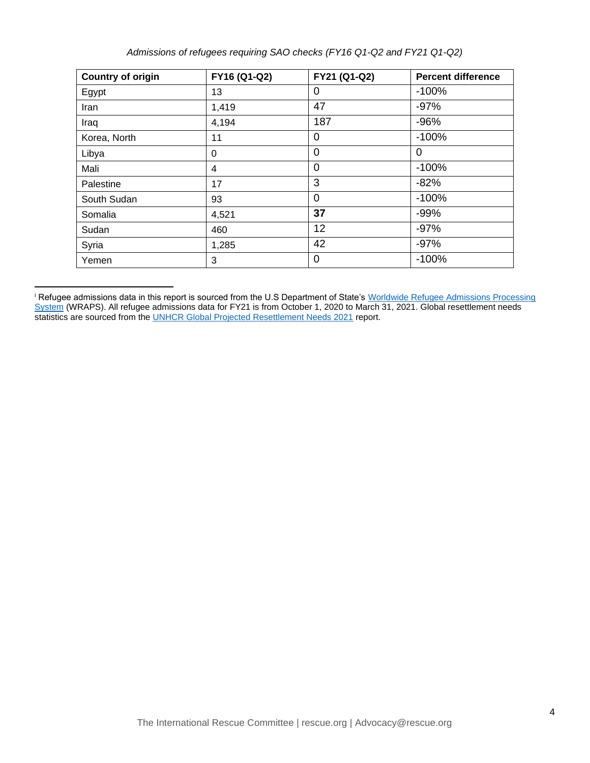*Admissions of refugees requiring SAO checks (FY16 Q1-Q2 and FY21 Q1-Q2)*

| **Country of origin** | **FY16 (Q1-Q2)** | **FY21 (Q1-Q2)** | **Percent difference** |
|---|---|---|---|
| Egypt | 13 | 0 | -100% |
| Iran | 1,419 | 47 | -97% |
| Iraq | 4,194 | 187 | -96% |
| Korea, North | 11 | 0 | -100% |
| Libya | 0 | 0 | 0 |
| Mali | 4 | 0 | -100% |
| Palestine | 17 | 3 | -82% |
| South Sudan | 93 | 0 | -100% |
| Somalia | 4,521 | **37** | -99% |
| Sudan | 460 | 12 | -97% |
| Syria | 1,285 | 42 | -97% |
| Yemen | 3 | 0 | -100% |

---

[i] Refugee admissions data in this report is sourced from the U.S Department of State's [Worldwide Refugee Admissions Processing System](#) (WRAPS). All refugee admissions data for FY21 is from October 1, 2020 to March 31, 2021. Global resettlement needs statistics are sourced from the [UNHCR Global Projected Resettlement Needs 2021](#) report.